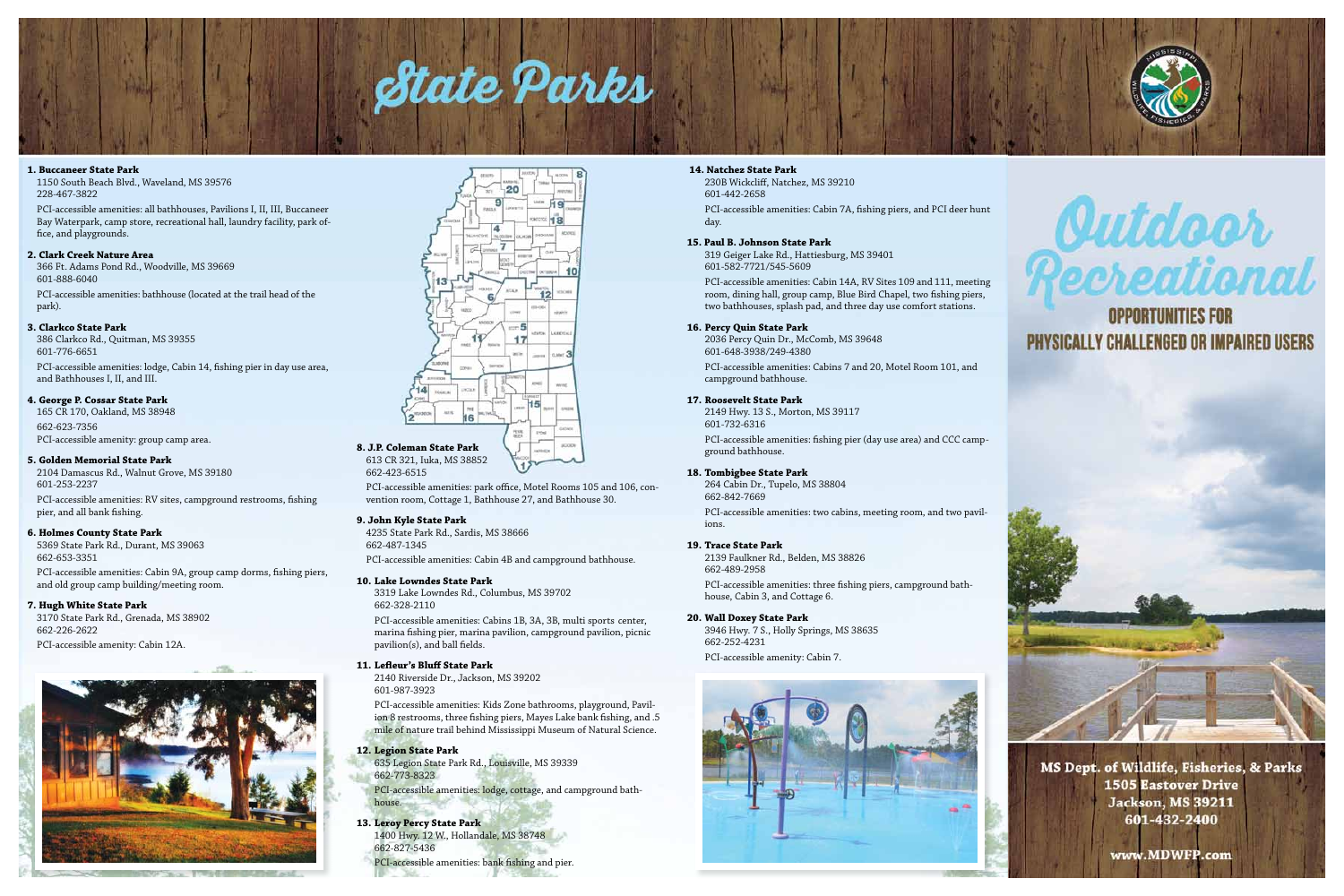# State Parks

**1. Buccaneer State Park**
1150 South Beach Blvd., Waveland, MS 39576
228-467-3822

PCI-accessible amenities: all bathhouses, Pavilions I, II, III, Buccaneer Bay Waterpark, camp store, recreational hall, laundry facility, park office, and playgrounds.

**2. Clark Creek Nature Area**
366 Ft. Adams Pond Rd., Woodville, MS 39669
601-888-6040

PCI-accessible amenities: bathhouse (located at the trail head of the park).

**3. Clarkco State Park**
386 Clarkco Rd., Quitman, MS 39355
601-776-6651

PCI-accessible amenities: lodge, Cabin 14, fishing pier in day use area, and Bathhouses I, II, and III.

**4. George P. Cossar State Park**
165 CR 170, Oakland, MS 38948
662-623-7356

PCI-accessible amenity: group camp area.

**5. Golden Memorial State Park**
2104 Damascus Rd., Walnut Grove, MS 39180
601-253-2237

PCI-accessible amenities: RV sites, campground restrooms, fishing pier, and all bank fishing.

**6. Holmes County State Park**
5369 State Park Rd., Durant, MS 39063
662-653-3351

PCI-accessible amenities: Cabin 9A, group camp dorms, fishing piers, and old group camp building/meeting room.

**7. Hugh White State Park**
3170 State Park Rd., Grenada, MS 38902
662-226-2622

PCI-accessible amenity: Cabin 12A.

**8. J.P. Coleman State Park**
613 CR 321, Iuka, MS 38852
662-423-6515

PCI-accessible amenities: park office, Motel Rooms 105 and 106, convention room, Cottage 1, Bathhouse 27, and Bathhouse 30.

**9. John Kyle State Park**
4235 State Park Rd., Sardis, MS 38666
662-487-1345

PCI-accessible amenities: Cabin 4B and campground bathhouse.

**10. Lake Lowndes State Park**
3319 Lake Lowndes Rd., Columbus, MS 39702
662-328-2110

PCI-accessible amenities: Cabins 1B, 3A, 3B, multi sports center, marina fishing pier, marina pavilion, campground pavilion, picnic pavilion(s), and ball fields.

**11. Lefleur's Bluff State Park**
2140 Riverside Dr., Jackson, MS 39202
601-987-3923

PCI-accessible amenities: Kids Zone bathrooms, playground, Pavilion 8 restrooms, three fishing piers, Mayes Lake bank fishing, and .5 mile of nature trail behind Mississippi Museum of Natural Science.

**12. Legion State Park**
635 Legion State Park Rd., Louisville, MS 39339
662-773-8323

PCI-accessible amenities: lodge, cottage, and campground bathhouse.

**13. Leroy Percy State Park**
1400 Hwy. 12 W., Hollandale, MS 38748
662-827-5436

PCI-accessible amenities: bank fishing and pier.

**14. Natchez State Park**
230B Wickcliff, Natchez, MS 39210
601-442-2658

PCI-accessible amenities: Cabin 7A, fishing piers, and PCI deer hunt day.

**15. Paul B. Johnson State Park**
319 Geiger Lake Rd., Hattiesburg, MS 39401
601-582-7721/545-5609

PCI-accessible amenities: Cabin 14A, RV Sites 109 and 111, meeting room, dining hall, group camp, Blue Bird Chapel, two fishing piers, two bathhouses, splash pad, and three day use comfort stations.

**16. Percy Quin State Park**
2036 Percy Quin Dr., McComb, MS 39648
601-648-3938/249-4380

PCI-accessible amenities: Cabins 7 and 20, Motel Room 101, and campground bathhouse.

**17. Roosevelt State Park**
2149 Hwy. 13 S., Morton, MS 39117
601-732-6316

PCI-accessible amenities: fishing pier (day use area) and CCC campground bathhouse.

**18. Tombigbee State Park**
264 Cabin Dr., Tupelo, MS 38804
662-842-7669

PCI-accessible amenities: two cabins, meeting room, and two pavilions.

**19. Trace State Park**
2139 Faulkner Rd., Belden, MS 38826
662-489-2958

PCI-accessible amenities: three fishing piers, campground bathhouse, Cabin 3, and Cottage 6.

**20. Wall Doxey State Park**
3946 Hwy. 7 S., Holly Springs, MS 38635
662-252-4231

PCI-accessible amenity: Cabin 7.

# Outdoor Recreational

## OPPORTUNITIES FOR PHYSICALLY CHALLENGED OR IMPAIRED USERS

**MS Dept. of Wildlife, Fisheries, & Parks**
**1505 Eastover Drive**
**Jackson, MS 39211**
**601-432-2400**

**www.MDWFP.com**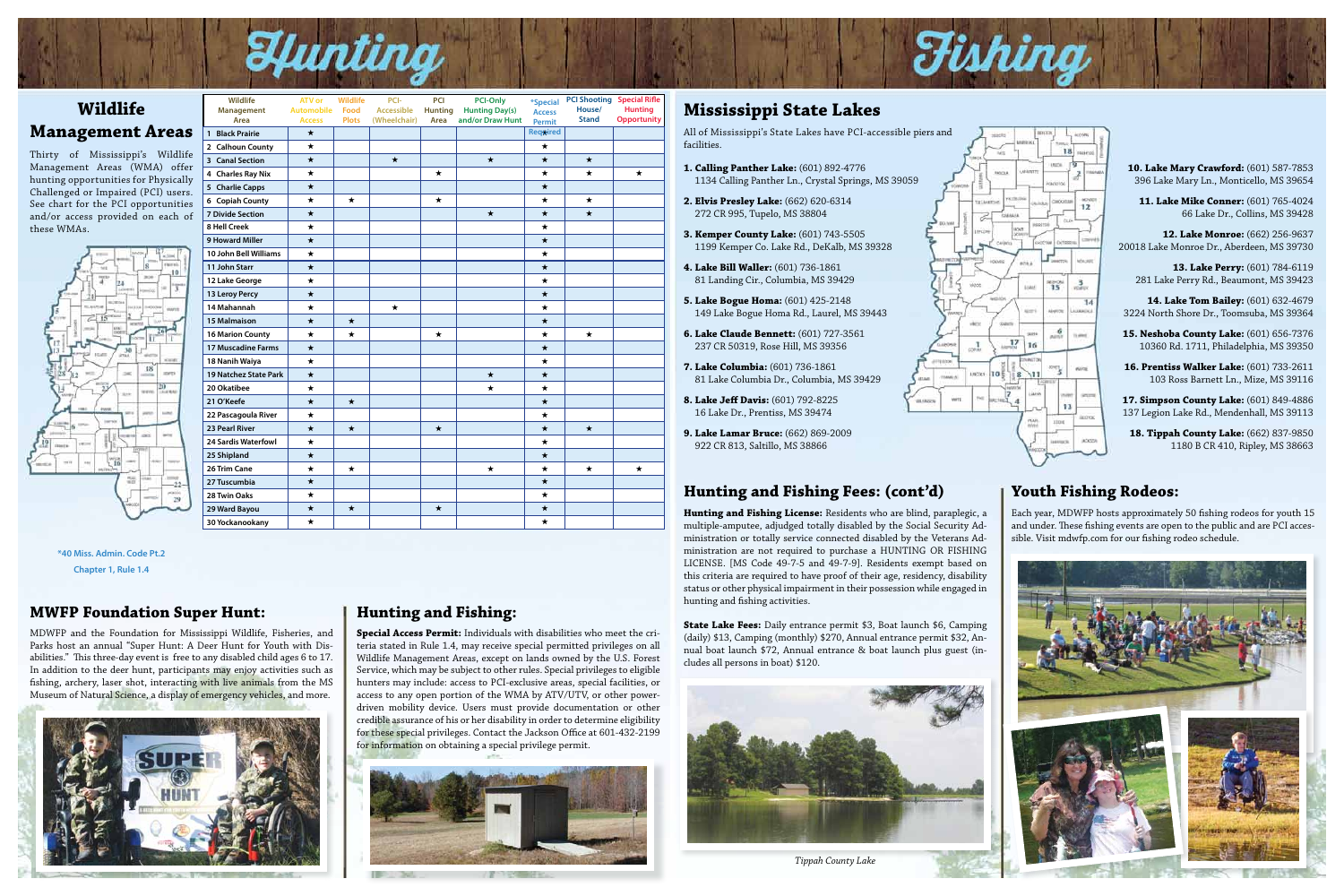# Hunting

# Fishing

## Wildlife Management Areas

Thirty of Mississippi's Wildlife Management Areas (WMA) offer hunting opportunities for Physically Challenged or Impaired (PCI) users. See chart for the PCI opportunities and/or access provided on each of these WMAs.

| Wildlife Management Area | ATV or Automobile Access | Wildlife Food Plots | PCI-Accessible (Wheelchair) | PCI Hunting Area | PCI-Only Hunting Day(s) and/or Draw Hunt | *Special Access Permit Required | PCI Shooting House/ Stand | Special Rifle Hunting Opportunity |
|---|---|---|---|---|---|---|---|---|
| 1 Black Prairie | ★ | | | | | ★ | | |
| 2 Calhoun County | ★ | | | | | ★ | | |
| 3 Canal Section | ★ | | ★ | | ★ | ★ | ★ | |
| 4 Charles Ray Nix | ★ | | | ★ | | ★ | ★ | ★ |
| 5 Charlie Capps | ★ | | | | | ★ | | |
| 6 Copiah County | ★ | ★ | | ★ | | ★ | ★ | |
| 7 Divide Section | ★ | | | | ★ | ★ | ★ | |
| 8 Hell Creek | ★ | | | | | ★ | | |
| 9 Howard Miller | ★ | | | | | ★ | | |
| 10 John Bell Williams | ★ | | | | | ★ | | |
| 11 John Starr | ★ | | | | | ★ | | |
| 12 Lake George | ★ | | | | | ★ | | |
| 13 Leroy Percy | ★ | | | | | ★ | | |
| 14 Mahannah | ★ | | ★ | | | ★ | | |
| 15 Malmaison | ★ | ★ | | | | ★ | | |
| 16 Marion County | ★ | ★ | | ★ | | ★ | ★ | |
| 17 Muscadine Farms | ★ | | | | | ★ | | |
| 18 Nanih Waiya | ★ | | | | | ★ | | |
| 19 Natchez State Park | ★ | | | | ★ | ★ | | |
| 20 Okatibee | ★ | | | | ★ | ★ | | |
| 21 O'Keefe | ★ | ★ | | | | ★ | | |
| 22 Pascagoula River | ★ | | | | | ★ | | |
| 23 Pearl River | ★ | ★ | | ★ | | ★ | ★ | |
| 24 Sardis Waterfowl | ★ | | | | | ★ | | |
| 25 Shipland | ★ | | | | | ★ | | |
| 26 Trim Cane | ★ | ★ | | | ★ | ★ | ★ | ★ |
| 27 Tuscumbia | ★ | | | | | ★ | | |
| 28 Twin Oaks | ★ | | | | | ★ | | |
| 29 Ward Bayou | ★ | ★ | | ★ | | ★ | | |
| 30 Yockanookany | ★ | | | | | ★ | | |

*40 Miss. Admin. Code Pt.2 Chapter 1, Rule 1.4

## MWFP Foundation Super Hunt:

MDWFP and the Foundation for Mississippi Wildlife, Fisheries, and Parks host an annual "Super Hunt: A Deer Hunt for Youth with Disabilities." This three-day event is free to any disabled child ages 6 to 17. In addition to the deer hunt, participants may enjoy activities such as fishing, archery, laser shot, interacting with live animals from the MS Museum of Natural Science, a display of emergency vehicles, and more.

## Hunting and Fishing:

**Special Access Permit:** Individuals with disabilities who meet the criteria stated in Rule 1.4, may receive special permitted privileges on all Wildlife Management Areas, except on lands owned by the U.S. Forest Service, which may be subject to other rules. Special privileges to eligible hunters may include: access to PCI-exclusive areas, special facilities, or access to any open portion of the WMA by ATV/UTV, or other power-driven mobility device. Users must provide documentation or other credible assurance of his or her disability in order to determine eligibility for these special privileges. Contact the Jackson Office at 601-432-2199 for information on obtaining a special privilege permit.

## Mississippi State Lakes

All of Mississippi's State Lakes have PCI-accessible piers and facilities.

1. **Calling Panther Lake:** (601) 892-4776, 1134 Calling Panther Ln., Crystal Springs, MS 39059
2. **Elvis Presley Lake:** (662) 620-6314, 272 CR 995, Tupelo, MS 38804
3. **Kemper County Lake:** (601) 743-5505, 1199 Kemper Co. Lake Rd., DeKalb, MS 39328
4. **Lake Bill Waller:** (601) 736-1861, 81 Landing Cir., Columbia, MS 39429
5. **Lake Bogue Homa:** (601) 425-2148, 149 Lake Bogue Homa Rd., Laurel, MS 39443
6. **Lake Claude Bennett:** (601) 727-3561, 237 CR 50319, Rose Hill, MS 39356
7. **Lake Columbia:** (601) 736-1861, 81 Lake Columbia Dr., Columbia, MS 39429
8. **Lake Jeff Davis:** (601) 792-8225, 16 Lake Dr., Prentiss, MS 39474
9. **Lake Lamar Bruce:** (662) 869-2009, 922 CR 813, Saltillo, MS 38866
10. **Lake Mary Crawford:** (601) 587-7853, 396 Lake Mary Ln., Monticello, MS 39654
11. **Lake Mike Conner:** (601) 765-4024, 66 Lake Dr., Collins, MS 39428
12. **Lake Monroe:** (662) 256-9637, 20018 Lake Monroe Dr., Aberdeen, MS 39730
13. **Lake Perry:** (601) 784-6119, 281 Lake Perry Rd., Beaumont, MS 39423
14. **Lake Tom Bailey:** (601) 632-4679, 3224 North Shore Dr., Toomsuba, MS 39364
15. **Neshoba County Lake:** (601) 656-7376, 10360 Rd. 1711, Philadelphia, MS 39350
16. **Prentiss Walker Lake:** (601) 733-2611, 103 Ross Barnett Ln., Mize, MS 39116
17. **Simpson County Lake:** (601) 849-4886, 137 Legion Lake Rd., Mendenhall, MS 39113
18. **Tippah County Lake:** (662) 837-9850, 1180 B CR 410, Ripley, MS 38663

## Hunting and Fishing Fees: (cont'd)

**Hunting and Fishing License:** Residents who are blind, paraplegic, a multiple-amputee, adjudged totally disabled by the Social Security Administration or totally service connected disabled by the Veterans Administration are not required to purchase a HUNTING OR FISHING LICENSE. [MS Code 49-7-5 and 49-7-9]. Residents exempt based on this criteria are required to have proof of their age, residency, disability status or other physical impairment in their possession while engaged in hunting and fishing activities.

**State Lake Fees:** Daily entrance permit $3, Boat launch $6, Camping (daily) $13, Camping (monthly) $270, Annual entrance permit $32, Annual boat launch $72, Annual entrance & boat launch plus guest (includes all persons in boat) $120.

*Tippah County Lake*

## Youth Fishing Rodeos:

Each year, MDWFP hosts approximately 50 fishing rodeos for youth 15 and under. These fishing events are open to the public and are PCI accessible. Visit mdwfp.com for our fishing rodeo schedule.